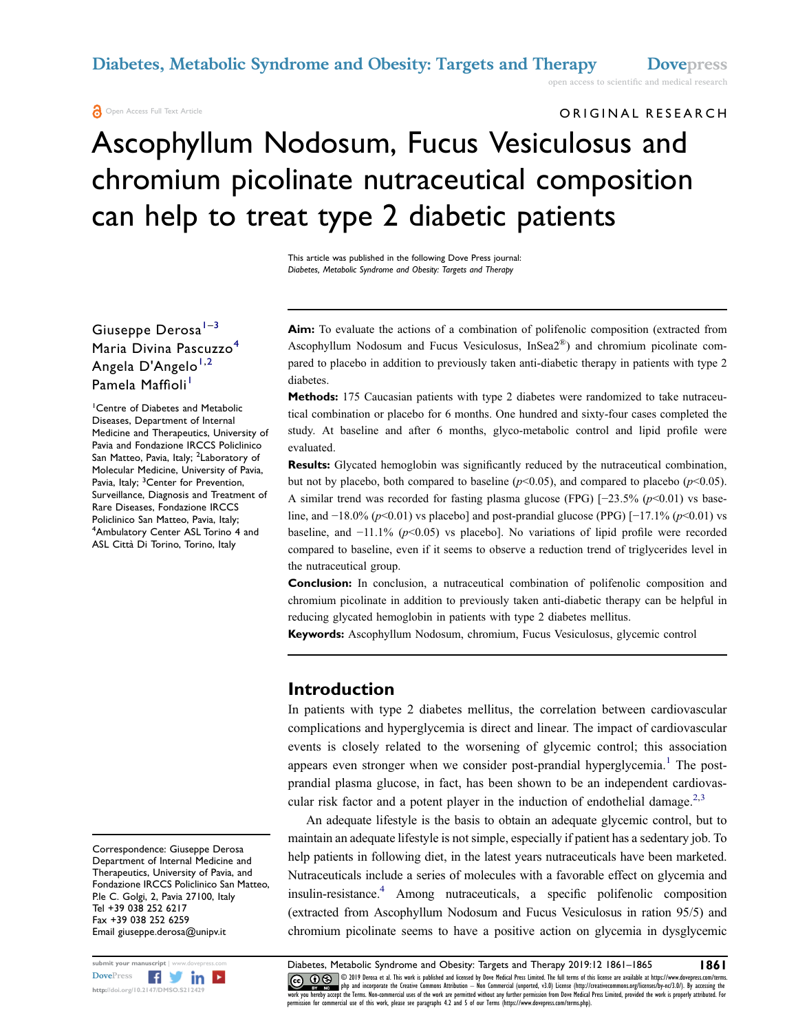ORIGINAL RESEARCH

# Ascophyllum Nodosum, Fucus Vesiculosus and chromium picolinate nutraceutical composition can help to treat type 2 diabetic patients

This article was published in the following Dove Press journal: *Diabetes, Metabolic Syndrome and Obesity: Targets and Therapy*

Giuseppe Derosa[1–3]
Maria Divina Pascuzzo[4]
Angela D'Angelo[1,2]
Pamela Maffioli[1]

[1]Centre of Diabetes and Metabolic Diseases, Department of Internal Medicine and Therapeutics, University of Pavia and Fondazione IRCCS Policlinico San Matteo, Pavia, Italy; [2]Laboratory of Molecular Medicine, University of Pavia, Pavia, Italy; [3]Center for Prevention, Surveillance, Diagnosis and Treatment of Rare Diseases, Fondazione IRCCS Policlinico San Matteo, Pavia, Italy; [4]Ambulatory Center ASL Torino 4 and ASL Città Di Torino, Torino, Italy

**Aim:** To evaluate the actions of a combination of polifenolic composition (extracted from Ascophyllum Nodosum and Fucus Vesiculosus, InSea2®) and chromium picolinate compared to placebo in addition to previously taken anti-diabetic therapy in patients with type 2 diabetes.

**Methods:** 175 Caucasian patients with type 2 diabetes were randomized to take nutraceutical combination or placebo for 6 months. One hundred and sixty-four cases completed the study. At baseline and after 6 months, glyco-metabolic control and lipid profile were evaluated.

**Results:** Glycated hemoglobin was significantly reduced by the nutraceutical combination, but not by placebo, both compared to baseline ($p<0.05$), and compared to placebo ($p<0.05$). A similar trend was recorded for fasting plasma glucose (FPG) [−23.5% ($p<0.01$) vs baseline, and −18.0% ($p<0.01$) vs placebo] and post-prandial glucose (PPG) [−17.1% ($p<0.01$) vs baseline, and −11.1% ($p<0.05$) vs placebo]. No variations of lipid profile were recorded compared to baseline, even if it seems to observe a reduction trend of triglycerides level in the nutraceutical group.

**Conclusion:** In conclusion, a nutraceutical combination of polifenolic composition and chromium picolinate in addition to previously taken anti-diabetic therapy can be helpful in reducing glycated hemoglobin in patients with type 2 diabetes mellitus.

**Keywords:** Ascophyllum Nodosum, chromium, Fucus Vesiculosus, glycemic control

## Introduction

In patients with type 2 diabetes mellitus, the correlation between cardiovascular complications and hyperglycemia is direct and linear. The impact of cardiovascular events is closely related to the worsening of glycemic control; this association appears even stronger when we consider post-prandial hyperglycemia.[1] The post-prandial plasma glucose, in fact, has been shown to be an independent cardiovascular risk factor and a potent player in the induction of endothelial damage.[2,3]

An adequate lifestyle is the basis to obtain an adequate glycemic control, but to maintain an adequate lifestyle is not simple, especially if patient has a sedentary job. To help patients in following diet, in the latest years nutraceuticals have been marketed. Nutraceuticals include a series of molecules with a favorable effect on glycemia and insulin-resistance.[4] Among nutraceuticals, a specific polifenolic composition (extracted from Ascophyllum Nodosum and Fucus Vesiculosus in ration 95/5) and chromium picolinate seems to have a positive action on glycemia in dysglycemic

Correspondence: Giuseppe Derosa
Department of Internal Medicine and Therapeutics, University of Pavia, and Fondazione IRCCS Policlinico San Matteo, P.le C. Golgi, 2, Pavia 27100, Italy
Tel +39 038 252 6217
Fax +39 038 252 6259
Email giuseppe.derosa@unipv.it

© 2019 Derosa et al. This work is published and licensed by Dove Medical Press Limited. The full terms of this license are available at https://www.dovepress.com/terms.php and incorporate the Creative Commons Attribution – Non Commercial (unported, v3.0) License (http://creativecommons.org/licenses/by-nc/3.0/). By accessing the work you hereby accept the Terms. Non-commercial uses of the work are permitted without any further permission from Dove Medical Press Limited, provided the work is properly attributed. For permission for commercial use of this work, please see paragraphs 4.2 and 5 of our Terms (https://www.dovepress.com/terms.php).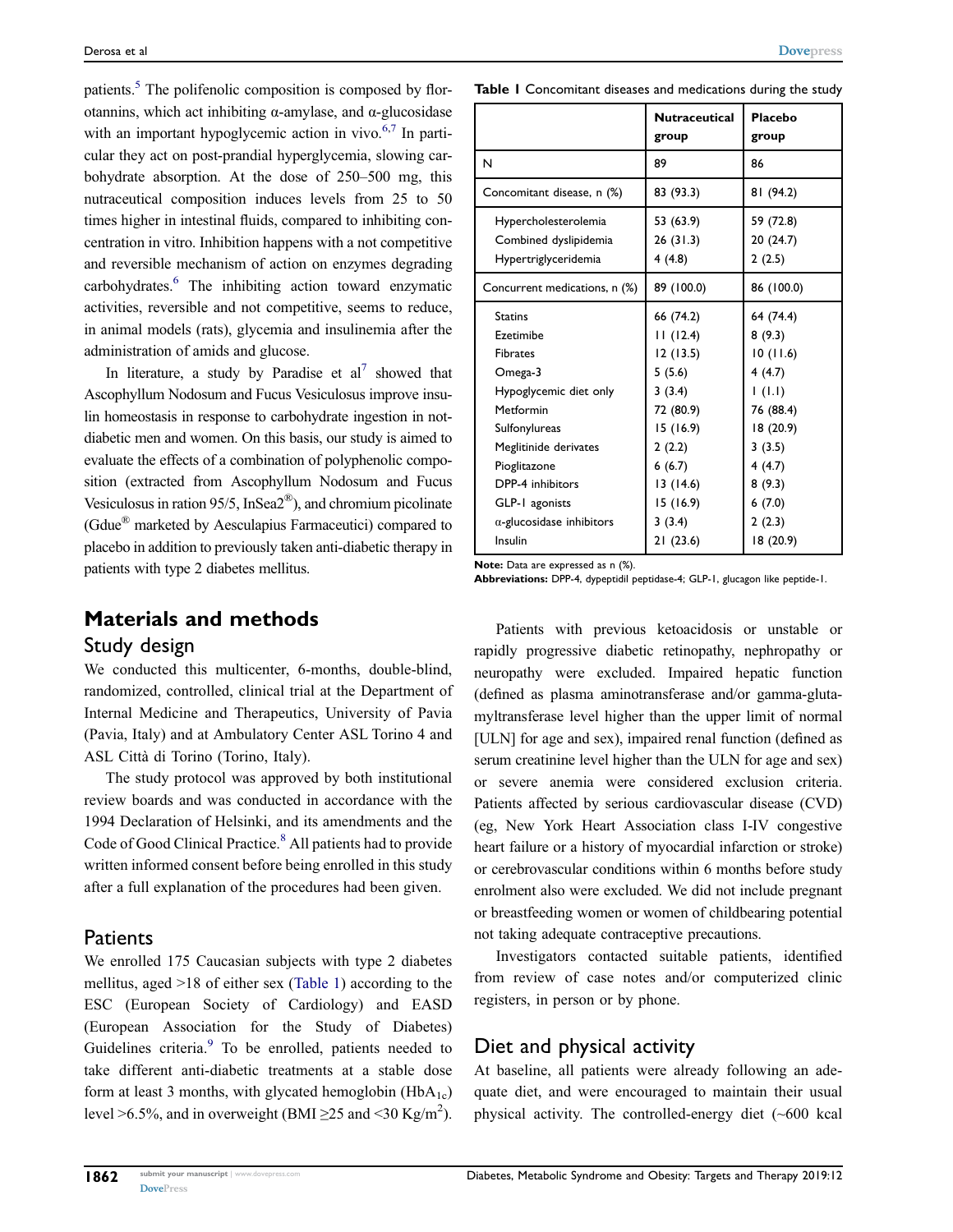patients.[5] The polifenolic composition is composed by florotannins, which act inhibiting α-amylase, and α-glucosidase with an important hypoglycemic action in vivo.[6,7] In particular they act on post-prandial hyperglycemia, slowing carbohydrate absorption. At the dose of 250–500 mg, this nutraceutical composition induces levels from 25 to 50 times higher in intestinal fluids, compared to inhibiting concentration in vitro. Inhibition happens with a not competitive and reversible mechanism of action on enzymes degrading carbohydrates.[6] The inhibiting action toward enzymatic activities, reversible and not competitive, seems to reduce, in animal models (rats), glycemia and insulinemia after the administration of amids and glucose.

In literature, a study by Paradise et al[7] showed that Ascophyllum Nodosum and Fucus Vesiculosus improve insulin homeostasis in response to carbohydrate ingestion in not-diabetic men and women. On this basis, our study is aimed to evaluate the effects of a combination of polyphenolic composition (extracted from Ascophyllum Nodosum and Fucus Vesiculosus in ration 95/5, InSea2®), and chromium picolinate (Gdue® marketed by Aesculapius Farmaceutici) compared to placebo in addition to previously taken anti-diabetic therapy in patients with type 2 diabetes mellitus.

## Materials and methods

### Study design

We conducted this multicenter, 6-months, double-blind, randomized, controlled, clinical trial at the Department of Internal Medicine and Therapeutics, University of Pavia (Pavia, Italy) and at Ambulatory Center ASL Torino 4 and ASL Città di Torino (Torino, Italy).

The study protocol was approved by both institutional review boards and was conducted in accordance with the 1994 Declaration of Helsinki, and its amendments and the Code of Good Clinical Practice.[8] All patients had to provide written informed consent before being enrolled in this study after a full explanation of the procedures had been given.

### Patients

We enrolled 175 Caucasian subjects with type 2 diabetes mellitus, aged >18 of either sex (Table 1) according to the ESC (European Society of Cardiology) and EASD (European Association for the Study of Diabetes) Guidelines criteria.[9] To be enrolled, patients needed to take different anti-diabetic treatments at a stable dose form at least 3 months, with glycated hemoglobin ($HbA_{1c}$) level >6.5%, and in overweight (BMI ≥25 and <30 Kg/m$^2$).

**Table 1** Concomitant diseases and medications during the study

| | Nutraceutical group | Placebo group |
|---|---|---|
| N | 89 | 86 |
| Concomitant disease, n (%) | 83 (93.3) | 81 (94.2) |
| Hypercholesterolemia | 53 (63.9) | 59 (72.8) |
| Combined dyslipidemia | 26 (31.3) | 20 (24.7) |
| Hypertriglyceridemia | 4 (4.8) | 2 (2.5) |
| Concurrent medications, n (%) | 89 (100.0) | 86 (100.0) |
| Statins | 66 (74.2) | 64 (74.4) |
| Ezetimibe | 11 (12.4) | 8 (9.3) |
| Fibrates | 12 (13.5) | 10 (11.6) |
| Omega-3 | 5 (5.6) | 4 (4.7) |
| Hypoglycemic diet only | 3 (3.4) | 1 (1.1) |
| Metformin | 72 (80.9) | 76 (88.4) |
| Sulfonylureas | 15 (16.9) | 18 (20.9) |
| Meglitinide derivates | 2 (2.2) | 3 (3.5) |
| Pioglitazone | 6 (6.7) | 4 (4.7) |
| DPP-4 inhibitors | 13 (14.6) | 8 (9.3) |
| GLP-1 agonists | 15 (16.9) | 6 (7.0) |
| α-glucosidase inhibitors | 3 (3.4) | 2 (2.3) |
| Insulin | 21 (23.6) | 18 (20.9) |

**Note:** Data are expressed as n (%).
**Abbreviations:** DPP-4, dypeptidil peptidase-4; GLP-1, glucagon like peptide-1.

Patients with previous ketoacidosis or unstable or rapidly progressive diabetic retinopathy, nephropathy or neuropathy were excluded. Impaired hepatic function (defined as plasma aminotransferase and/or gamma-glutamyltransferase level higher than the upper limit of normal [ULN] for age and sex), impaired renal function (defined as serum creatinine level higher than the ULN for age and sex) or severe anemia were considered exclusion criteria. Patients affected by serious cardiovascular disease (CVD) (eg, New York Heart Association class I-IV congestive heart failure or a history of myocardial infarction or stroke) or cerebrovascular conditions within 6 months before study enrolment also were excluded. We did not include pregnant or breastfeeding women or women of childbearing potential not taking adequate contraceptive precautions.

Investigators contacted suitable patients, identified from review of case notes and/or computerized clinic registers, in person or by phone.

### Diet and physical activity

At baseline, all patients were already following an adequate diet, and were encouraged to maintain their usual physical activity. The controlled-energy diet (~600 kcal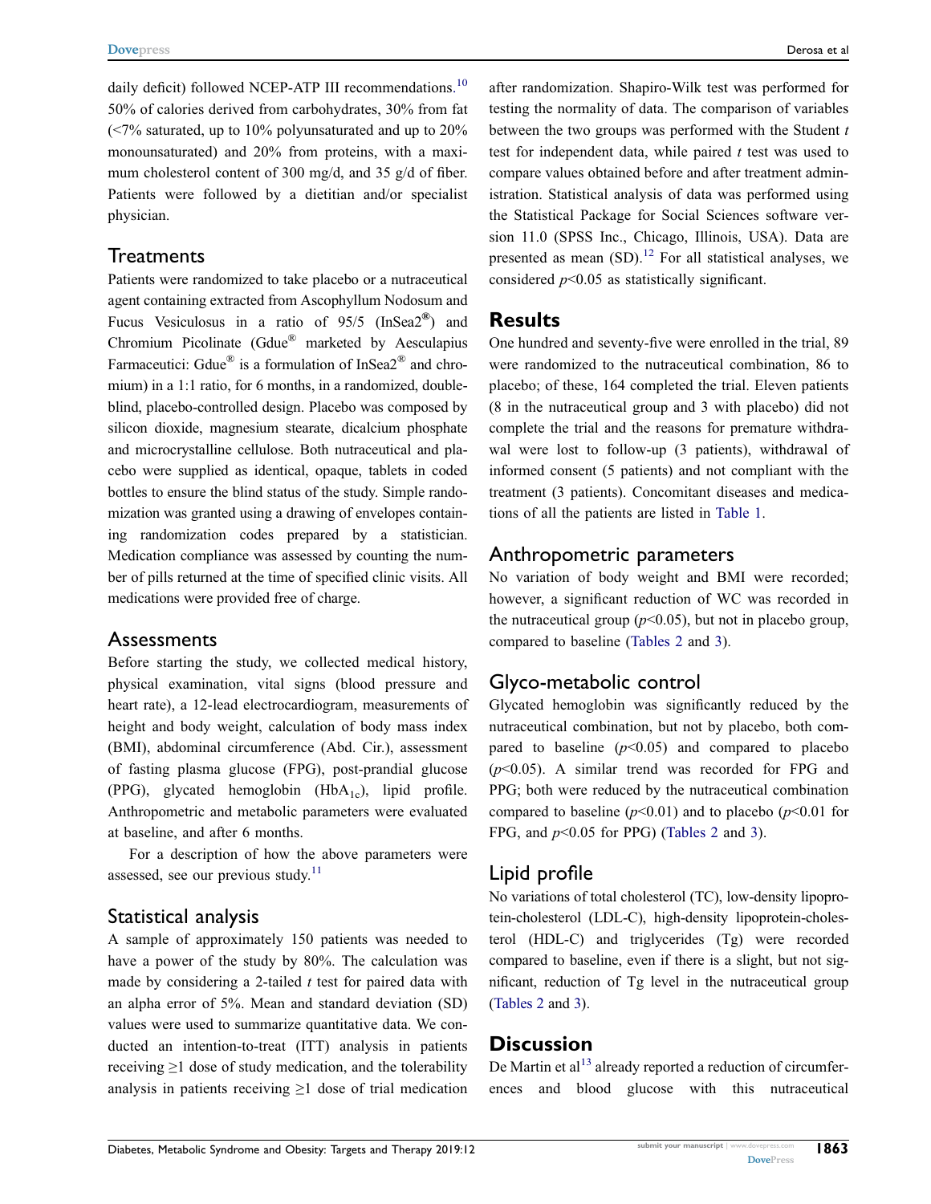daily deficit) followed NCEP-ATP III recommendations.[10] 50% of calories derived from carbohydrates, 30% from fat (<7% saturated, up to 10% polyunsaturated and up to 20% monounsaturated) and 20% from proteins, with a maximum cholesterol content of 300 mg/d, and 35 g/d of fiber. Patients were followed by a dietitian and/or specialist physician.

## Treatments

Patients were randomized to take placebo or a nutraceutical agent containing extracted from Ascophyllum Nodosum and Fucus Vesiculosus in a ratio of 95/5 (InSea2®) and Chromium Picolinate (Gdue® marketed by Aesculapius Farmaceutici: Gdue® is a formulation of InSea2® and chromium) in a 1:1 ratio, for 6 months, in a randomized, double-blind, placebo-controlled design. Placebo was composed by silicon dioxide, magnesium stearate, dicalcium phosphate and microcrystalline cellulose. Both nutraceutical and placebo were supplied as identical, opaque, tablets in coded bottles to ensure the blind status of the study. Simple randomization was granted using a drawing of envelopes containing randomization codes prepared by a statistician. Medication compliance was assessed by counting the number of pills returned at the time of specified clinic visits. All medications were provided free of charge.

## Assessments

Before starting the study, we collected medical history, physical examination, vital signs (blood pressure and heart rate), a 12-lead electrocardiogram, measurements of height and body weight, calculation of body mass index (BMI), abdominal circumference (Abd. Cir.), assessment of fasting plasma glucose (FPG), post-prandial glucose (PPG), glycated hemoglobin ($HbA_{1c}$), lipid profile. Anthropometric and metabolic parameters were evaluated at baseline, and after 6 months.

For a description of how the above parameters were assessed, see our previous study.[11]

## Statistical analysis

A sample of approximately 150 patients was needed to have a power of the study by 80%. The calculation was made by considering a 2-tailed *t* test for paired data with an alpha error of 5%. Mean and standard deviation (SD) values were used to summarize quantitative data. We conducted an intention-to-treat (ITT) analysis in patients receiving ≥1 dose of study medication, and the tolerability analysis in patients receiving ≥1 dose of trial medication after randomization. Shapiro-Wilk test was performed for testing the normality of data. The comparison of variables between the two groups was performed with the Student *t* test for independent data, while paired *t* test was used to compare values obtained before and after treatment administration. Statistical analysis of data was performed using the Statistical Package for Social Sciences software version 11.0 (SPSS Inc., Chicago, Illinois, USA). Data are presented as mean (SD).[12] For all statistical analyses, we considered $p<0.05$ as statistically significant.

# Results

One hundred and seventy-five were enrolled in the trial, 89 were randomized to the nutraceutical combination, 86 to placebo; of these, 164 completed the trial. Eleven patients (8 in the nutraceutical group and 3 with placebo) did not complete the trial and the reasons for premature withdrawal were lost to follow-up (3 patients), withdrawal of informed consent (5 patients) and not compliant with the treatment (3 patients). Concomitant diseases and medications of all the patients are listed in Table 1.

## Anthropometric parameters

No variation of body weight and BMI were recorded; however, a significant reduction of WC was recorded in the nutraceutical group ($p<0.05$), but not in placebo group, compared to baseline (Tables 2 and 3).

## Glyco-metabolic control

Glycated hemoglobin was significantly reduced by the nutraceutical combination, but not by placebo, both compared to baseline ($p<0.05$) and compared to placebo ($p<0.05$). A similar trend was recorded for FPG and PPG; both were reduced by the nutraceutical combination compared to baseline ($p<0.01$) and to placebo ($p<0.01$ for FPG, and $p<0.05$ for PPG) (Tables 2 and 3).

## Lipid profile

No variations of total cholesterol (TC), low-density lipoprotein-cholesterol (LDL-C), high-density lipoprotein-cholesterol (HDL-C) and triglycerides (Tg) were recorded compared to baseline, even if there is a slight, but not significant, reduction of Tg level in the nutraceutical group (Tables 2 and 3).

# Discussion

De Martin et al[13] already reported a reduction of circumferences and blood glucose with this nutraceutical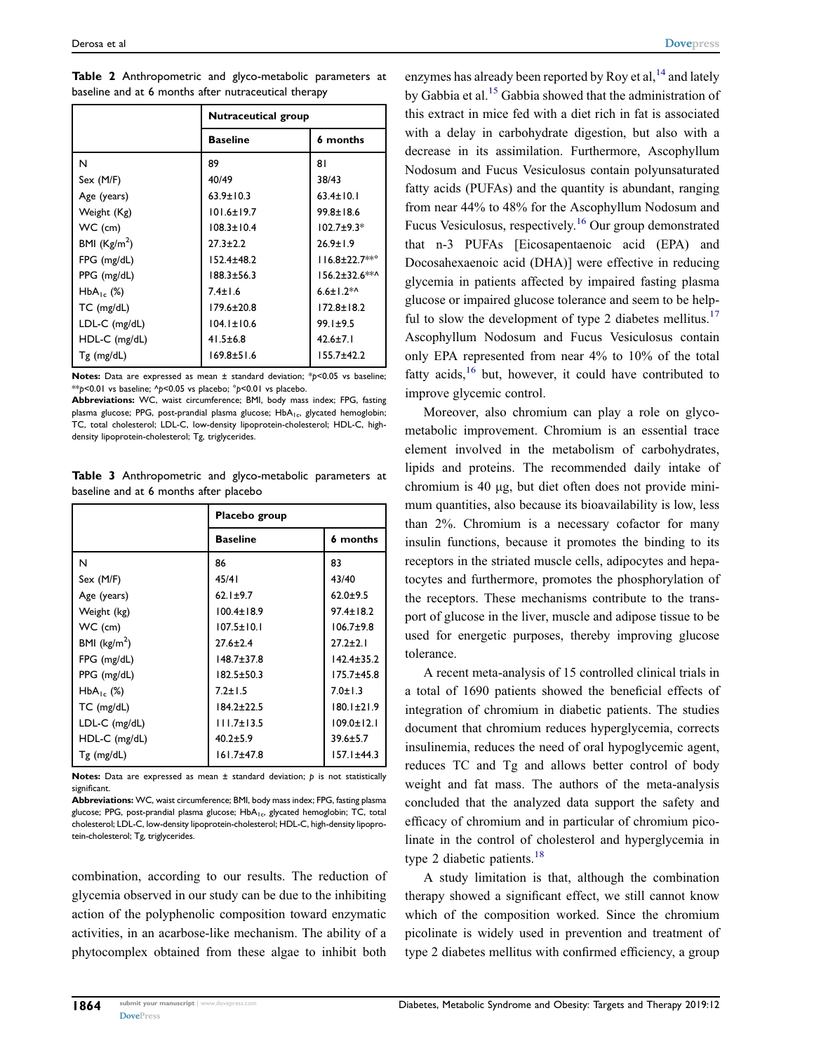**Table 2** Anthropometric and glyco-metabolic parameters at baseline and at 6 months after nutraceutical therapy

| | Nutraceutical group | |
|---|---|---|
| | **Baseline** | **6 months** |
| N | 89 | 81 |
| Sex (M/F) | 40/49 | 38/43 |
| Age (years) | 63.9±10.3 | 63.4±10.1 |
| Weight (Kg) | 101.6±19.7 | 99.8±18.6 |
| WC (cm) | 108.3±10.4 | 102.7±9.3* |
| BMI (Kg/m$^2$) | 27.3±2.2 | 26.9±1.9 |
| FPG (mg/dL) | 152.4±48.2 | 116.8±22.7**° |
| PPG (mg/dL) | 188.3±56.3 | 156.2±32.6**^ |
| HbA$_{1c}$ (%) | 7.4±1.6 | 6.6±1.2*^ |
| TC (mg/dL) | 179.6±20.8 | 172.8±18.2 |
| LDL-C (mg/dL) | 104.1±10.6 | 99.1±9.5 |
| HDL-C (mg/dL) | 41.5±6.8 | 42.6±7.1 |
| Tg (mg/dL) | 169.8±51.6 | 155.7±42.2 |

**Notes:** Data are expressed as mean ± standard deviation; \*$p$<0.05 vs baseline; \*\*$p$<0.01 vs baseline; ^$p$<0.05 vs placebo; °$p$<0.01 vs placebo.
**Abbreviations:** WC, waist circumference; BMI, body mass index; FPG, fasting plasma glucose; PPG, post-prandial plasma glucose; HbA$_{1c}$, glycated hemoglobin; TC, total cholesterol; LDL-C, low-density lipoprotein-cholesterol; HDL-C, high-density lipoprotein-cholesterol; Tg, triglycerides.

**Table 3** Anthropometric and glyco-metabolic parameters at baseline and at 6 months after placebo

| | Placebo group | |
|---|---|---|
| | **Baseline** | **6 months** |
| N | 86 | 83 |
| Sex (M/F) | 45/41 | 43/40 |
| Age (years) | 62.1±9.7 | 62.0±9.5 |
| Weight (kg) | 100.4±18.9 | 97.4±18.2 |
| WC (cm) | 107.5±10.1 | 106.7±9.8 |
| BMI (kg/m$^2$) | 27.6±2.4 | 27.2±2.1 |
| FPG (mg/dL) | 148.7±37.8 | 142.4±35.2 |
| PPG (mg/dL) | 182.5±50.3 | 175.7±45.8 |
| HbA$_{1c}$ (%) | 7.2±1.5 | 7.0±1.3 |
| TC (mg/dL) | 184.2±22.5 | 180.1±21.9 |
| LDL-C (mg/dL) | 111.7±13.5 | 109.0±12.1 |
| HDL-C (mg/dL) | 40.2±5.9 | 39.6±5.7 |
| Tg (mg/dL) | 161.7±47.8 | 157.1±44.3 |

**Notes:** Data are expressed as mean ± standard deviation; $p$ is not statistically significant.
**Abbreviations:** WC, waist circumference; BMI, body mass index; FPG, fasting plasma glucose; PPG, post-prandial plasma glucose; HbA$_{1c}$, glycated hemoglobin; TC, total cholesterol; LDL-C, low-density lipoprotein-cholesterol; HDL-C, high-density lipoprotein-cholesterol; Tg, triglycerides.

combination, according to our results. The reduction of glycemia observed in our study can be due to the inhibiting action of the polyphenolic composition toward enzymatic activities, in an acarbose-like mechanism. The ability of a phytocomplex obtained from these algae to inhibit both enzymes has already been reported by Roy et al,[14] and lately by Gabbia et al.[15] Gabbia showed that the administration of this extract in mice fed with a diet rich in fat is associated with a delay in carbohydrate digestion, but also with a decrease in its assimilation. Furthermore, Ascophyllum Nodosum and Fucus Vesiculosus contain polyunsaturated fatty acids (PUFAs) and the quantity is abundant, ranging from near 44% to 48% for the Ascophyllum Nodosum and Fucus Vesiculosus, respectively.[16] Our group demonstrated that n-3 PUFAs [Eicosapentaenoic acid (EPA) and Docosahexaenoic acid (DHA)] were effective in reducing glycemia in patients affected by impaired fasting plasma glucose or impaired glucose tolerance and seem to be helpful to slow the development of type 2 diabetes mellitus.[17] Ascophyllum Nodosum and Fucus Vesiculosus contain only EPA represented from near 4% to 10% of the total fatty acids,[16] but, however, it could have contributed to improve glycemic control.

Moreover, also chromium can play a role on glyco-metabolic improvement. Chromium is an essential trace element involved in the metabolism of carbohydrates, lipids and proteins. The recommended daily intake of chromium is 40 µg, but diet often does not provide minimum quantities, also because its bioavailability is low, less than 2%. Chromium is a necessary cofactor for many insulin functions, because it promotes the binding to its receptors in the striated muscle cells, adipocytes and hepatocytes and furthermore, promotes the phosphorylation of the receptors. These mechanisms contribute to the transport of glucose in the liver, muscle and adipose tissue to be used for energetic purposes, thereby improving glucose tolerance.

A recent meta-analysis of 15 controlled clinical trials in a total of 1690 patients showed the beneficial effects of integration of chromium in diabetic patients. The studies document that chromium reduces hyperglycemia, corrects insulinemia, reduces the need of oral hypoglycemic agent, reduces TC and Tg and allows better control of body weight and fat mass. The authors of the meta-analysis concluded that the analyzed data support the safety and efficacy of chromium and in particular of chromium picolinate in the control of cholesterol and hyperglycemia in type 2 diabetic patients.[18]

A study limitation is that, although the combination therapy showed a significant effect, we still cannot know which of the composition worked. Since the chromium picolinate is widely used in prevention and treatment of type 2 diabetes mellitus with confirmed efficiency, a group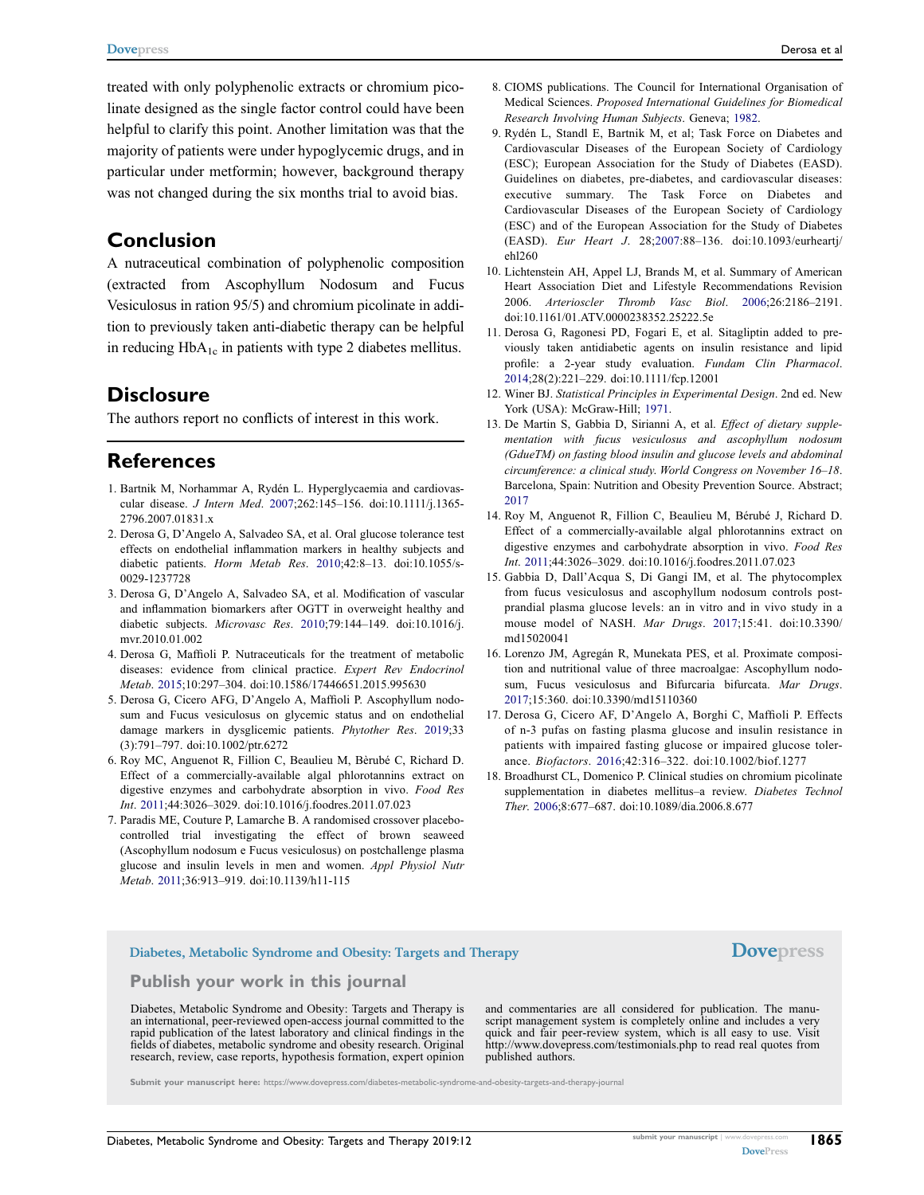treated with only polyphenolic extracts or chromium picolinate designed as the single factor control could have been helpful to clarify this point. Another limitation was that the majority of patients were under hypoglycemic drugs, and in particular under metformin; however, background therapy was not changed during the six months trial to avoid bias.

## Conclusion

A nutraceutical combination of polyphenolic composition (extracted from Ascophyllum Nodosum and Fucus Vesiculosus in ration 95/5) and chromium picolinate in addition to previously taken anti-diabetic therapy can be helpful in reducing $HbA_{1c}$ in patients with type 2 diabetes mellitus.

## Disclosure

The authors report no conflicts of interest in this work.

## References

1. Bartnik M, Norhammar A, Rydén L. Hyperglycaemia and cardiovascular disease. *J Intern Med*. 2007;262:145–156. doi:10.1111/j.1365-2796.2007.01831.x
2. Derosa G, D'Angelo A, Salvadeo SA, et al. Oral glucose tolerance test effects on endothelial inflammation markers in healthy subjects and diabetic patients. *Horm Metab Res*. 2010;42:8–13. doi:10.1055/s-0029-1237728
3. Derosa G, D'Angelo A, Salvadeo SA, et al. Modification of vascular and inflammation biomarkers after OGTT in overweight healthy and diabetic subjects. *Microvasc Res*. 2010;79:144–149. doi:10.1016/j.mvr.2010.01.002
4. Derosa G, Maffioli P. Nutraceuticals for the treatment of metabolic diseases: evidence from clinical practice. *Expert Rev Endocrinol Metab*. 2015;10:297–304. doi:10.1586/17446651.2015.995630
5. Derosa G, Cicero AFG, D'Angelo A, Maffioli P. Ascophyllum nodosum and Fucus vesiculosus on glycemic status and on endothelial damage markers in dysglicemic patients. *Phytother Res*. 2019;33(3):791–797. doi:10.1002/ptr.6272
6. Roy MC, Anguenot R, Fillion C, Beaulieu M, Bèrubé C, Richard D. Effect of a commercially-available algal phlorotannins extract on digestive enzymes and carbohydrate absorption in vivo. *Food Res Int*. 2011;44:3026–3029. doi:10.1016/j.foodres.2011.07.023
7. Paradis ME, Couture P, Lamarche B. A randomised crossover placebo-controlled trial investigating the effect of brown seaweed (Ascophyllum nodosum e Fucus vesiculosus) on postchallenge plasma glucose and insulin levels in men and women. *Appl Physiol Nutr Metab*. 2011;36:913–919. doi:10.1139/h11-115
8. CIOMS publications. The Council for International Organisation of Medical Sciences. *Proposed International Guidelines for Biomedical Research Involving Human Subjects*. Geneva; 1982.
9. Rydén L, Standl E, Bartnik M, et al; Task Force on Diabetes and Cardiovascular Diseases of the European Society of Cardiology (ESC); European Association for the Study of Diabetes (EASD). Guidelines on diabetes, pre-diabetes, and cardiovascular diseases: executive summary. The Task Force on Diabetes and Cardiovascular Diseases of the European Society of Cardiology (ESC) and of the European Association for the Study of Diabetes (EASD). *Eur Heart J*. 28;2007:88–136. doi:10.1093/eurheartj/ehl260
10. Lichtenstein AH, Appel LJ, Brands M, et al. Summary of American Heart Association Diet and Lifestyle Recommendations Revision 2006. *Arterioscler Thromb Vasc Biol*. 2006;26:2186–2191. doi:10.1161/01.ATV.0000238352.25222.5e
11. Derosa G, Ragonesi PD, Fogari E, et al. Sitagliptin added to previously taken antidiabetic agents on insulin resistance and lipid profile: a 2-year study evaluation. *Fundam Clin Pharmacol*. 2014;28(2):221–229. doi:10.1111/fcp.12001
12. Winer BJ. *Statistical Principles in Experimental Design*. 2nd ed. New York (USA): McGraw-Hill; 1971.
13. De Martin S, Gabbia D, Sirianni A, et al. *Effect of dietary supplementation with fucus vesiculosus and ascophyllum nodosum (GdueTM) on fasting blood insulin and glucose levels and abdominal circumference: a clinical study. World Congress on November 16–18*. Barcelona, Spain: Nutrition and Obesity Prevention Source. Abstract; 2017
14. Roy M, Anguenot R, Fillion C, Beaulieu M, Bérubé J, Richard D. Effect of a commercially-available algal phlorotannins extract on digestive enzymes and carbohydrate absorption in vivo. *Food Res Int*. 2011;44:3026–3029. doi:10.1016/j.foodres.2011.07.023
15. Gabbia D, Dall'Acqua S, Di Gangi IM, et al. The phytocomplex from fucus vesiculosus and ascophyllum nodosum controls postprandial plasma glucose levels: an in vitro and in vivo study in a mouse model of NASH. *Mar Drugs*. 2017;15:41. doi:10.3390/md15020041
16. Lorenzo JM, Agregán R, Munekata PES, et al. Proximate composition and nutritional value of three macroalgae: Ascophyllum nodosum, Fucus vesiculosus and Bifurcaria bifurcata. *Mar Drugs*. 2017;15:360. doi:10.3390/md15110360
17. Derosa G, Cicero AF, D'Angelo A, Borghi C, Maffioli P. Effects of n-3 pufas on fasting plasma glucose and insulin resistance in patients with impaired fasting glucose or impaired glucose tolerance. *Biofactors*. 2016;42:316–322. doi:10.1002/biof.1277
18. Broadhurst CL, Domenico P. Clinical studies on chromium picolinate supplementation in diabetes mellitus–a review. *Diabetes Technol Ther*. 2006;8:677–687. doi:10.1089/dia.2006.8.677

**Diabetes, Metabolic Syndrome and Obesity: Targets and Therapy**

**Publish your work in this journal**

Diabetes, Metabolic Syndrome and Obesity: Targets and Therapy is an international, peer-reviewed open-access journal committed to the rapid publication of the latest laboratory and clinical findings in the fields of diabetes, metabolic syndrome and obesity research. Original research, review, case reports, hypothesis formation, expert opinion and commentaries are all considered for publication. The manuscript management system is completely online and includes a very quick and fair peer-review system, which is all easy to use. Visit http://www.dovepress.com/testimonials.php to read real quotes from published authors.

**Submit your manuscript here:** https://www.dovepress.com/diabetes-metabolic-syndrome-and-obesity-targets-and-therapy-journal